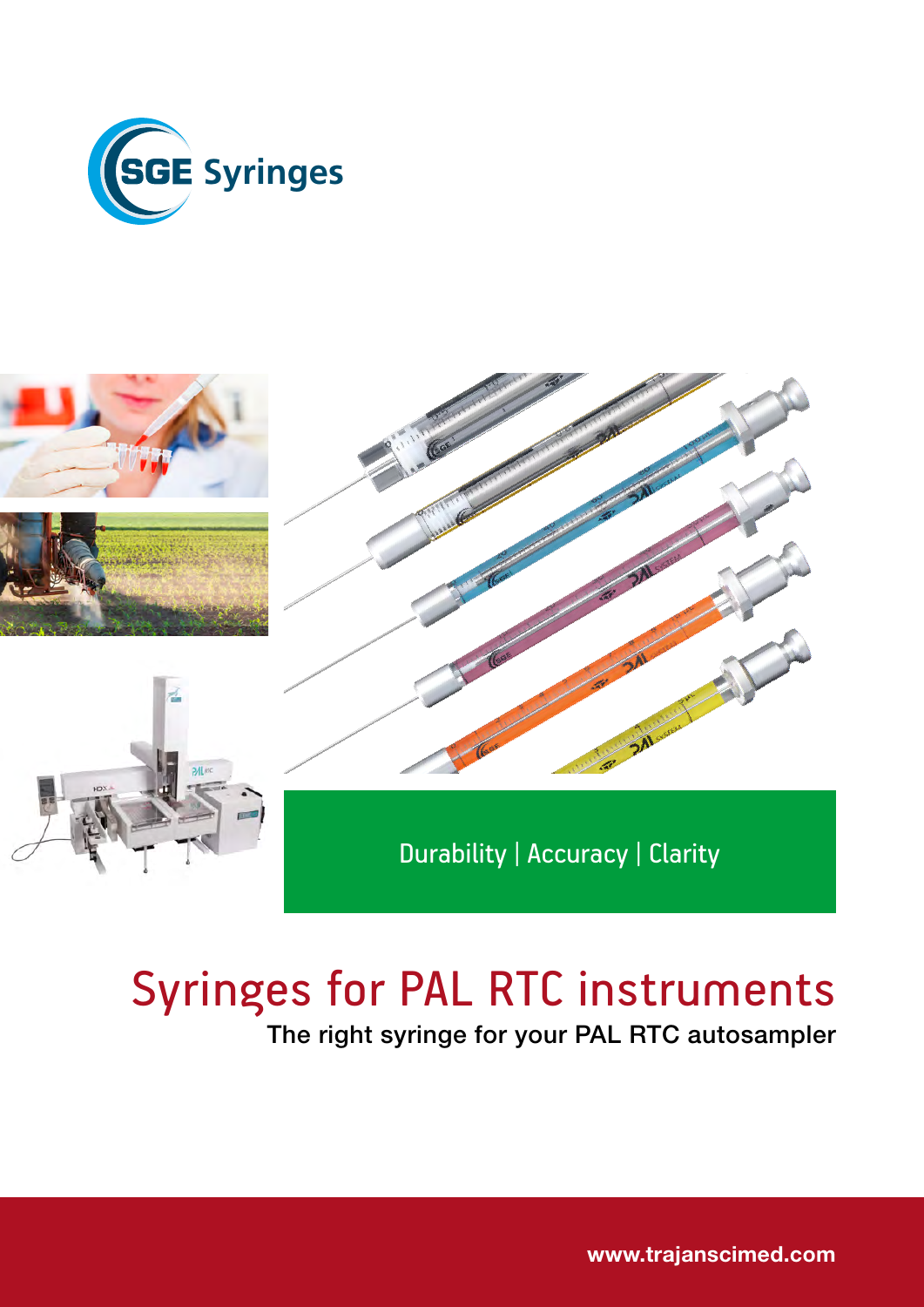SGE Syringes

Durability | Accuracy | Clarity

# Syringes for PAL RTC instruments

## The right syringe for your PAL RTC autosampler

**www.trajanscimed.com**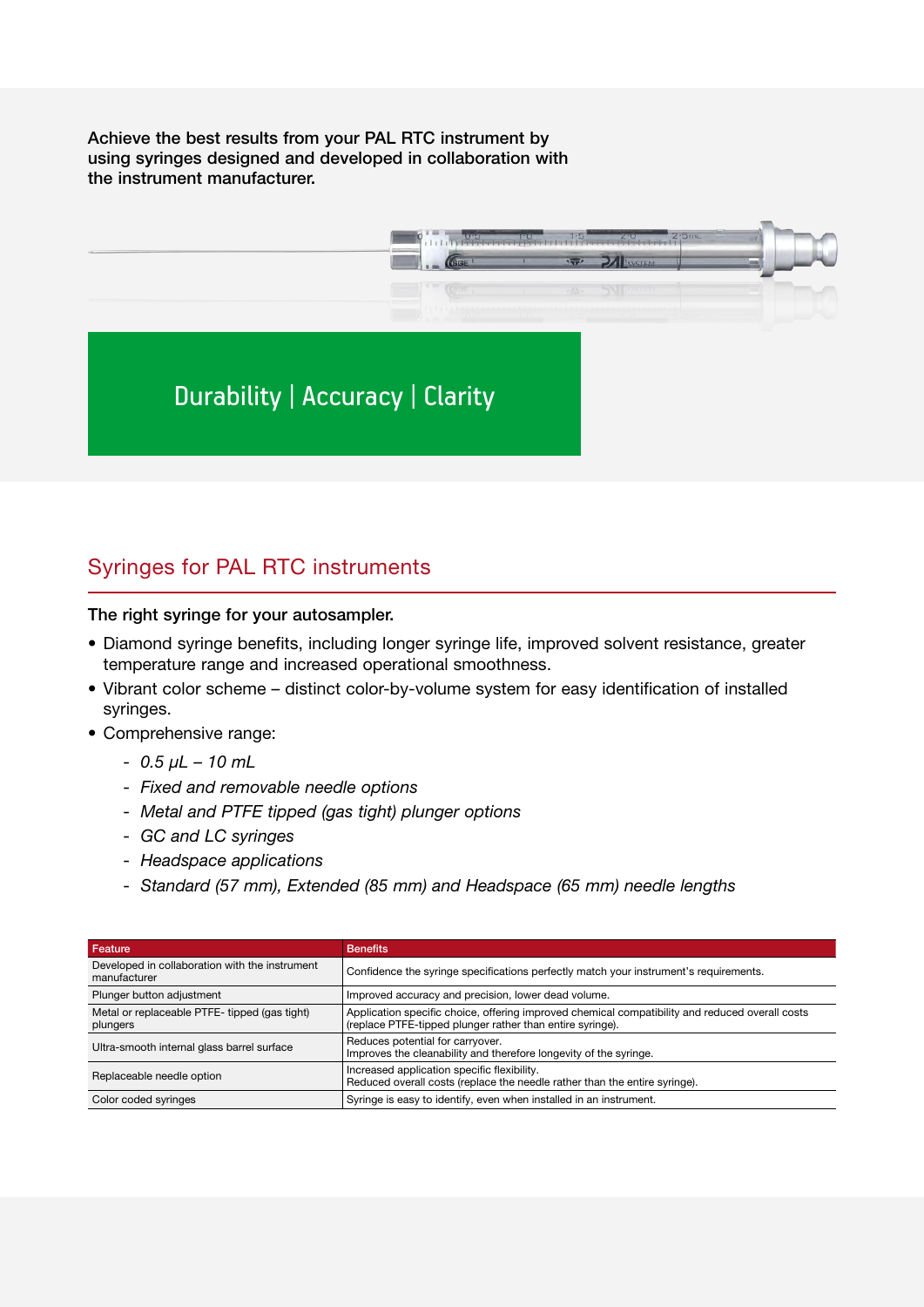**Achieve the best results from your PAL RTC instrument by using syringes designed and developed in collaboration with the instrument manufacturer.**

Durability | Accuracy | Clarity

## Syringes for PAL RTC instruments

**The right syringe for your autosampler.**

- Diamond syringe benefits, including longer syringe life, improved solvent resistance, greater temperature range and increased operational smoothness.
- Vibrant color scheme – distinct color-by-volume system for easy identification of installed syringes.
- Comprehensive range:
  - *0.5 µL – 10 mL*
  - *Fixed and removable needle options*
  - *Metal and PTFE tipped (gas tight) plunger options*
  - *GC and LC syringes*
  - *Headspace applications*
  - *Standard (57 mm), Extended (85 mm) and Headspace (65 mm) needle lengths*

| Feature | Benefits |
|---|---|
| Developed in collaboration with the instrument manufacturer | Confidence the syringe specifications perfectly match your instrument's requirements. |
| Plunger button adjustment | Improved accuracy and precision, lower dead volume. |
| Metal or replaceable PTFE- tipped (gas tight) plungers | Application specific choice, offering improved chemical compatibility and reduced overall costs (replace PTFE-tipped plunger rather than entire syringe). |
| Ultra-smooth internal glass barrel surface | Reduces potential for carryover. Improves the cleanability and therefore longevity of the syringe. |
| Replaceable needle option | Increased application specific flexibility. Reduced overall costs (replace the needle rather than the entire syringe). |
| Color coded syringes | Syringe is easy to identify, even when installed in an instrument. |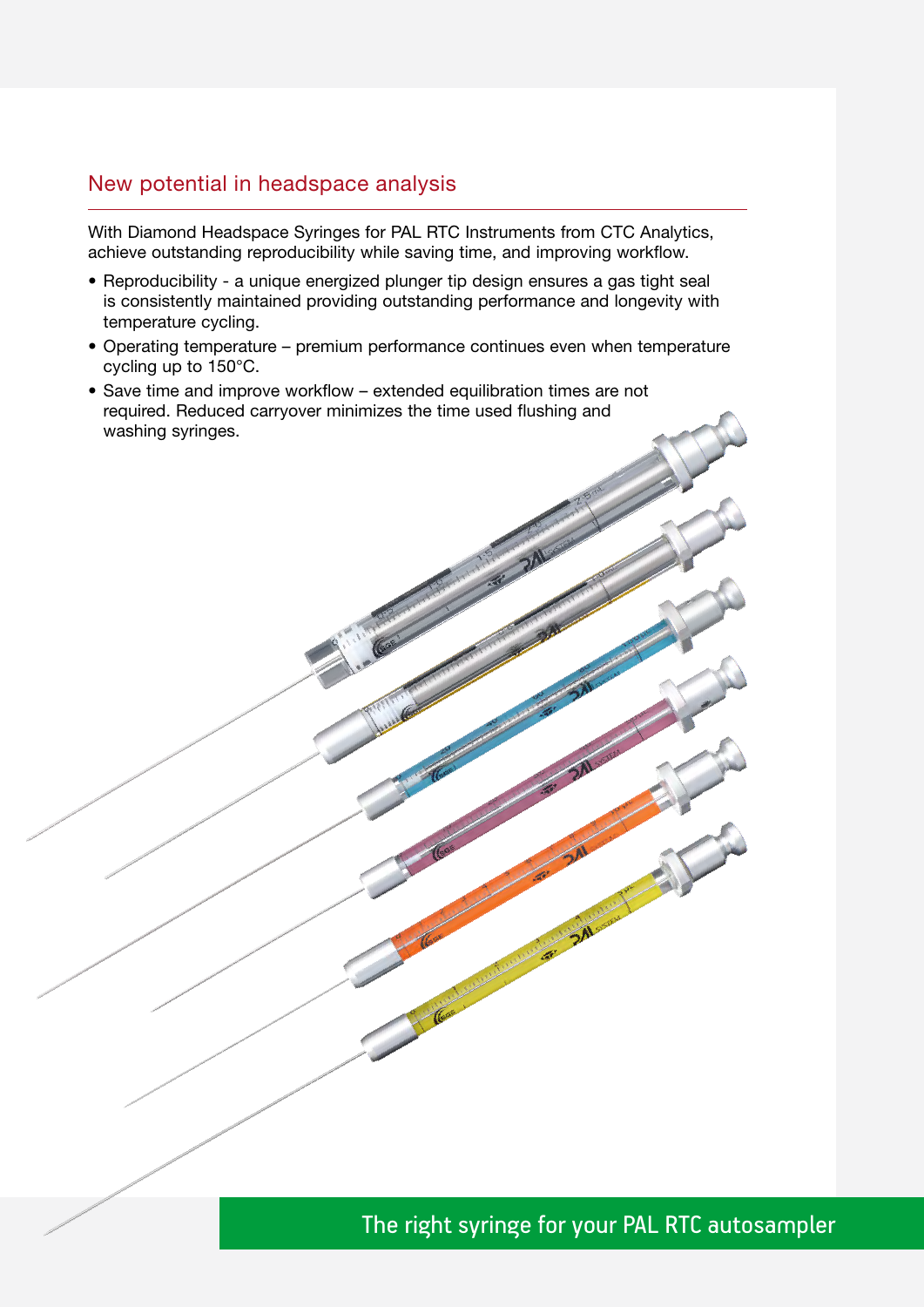## New potential in headspace analysis

With Diamond Headspace Syringes for PAL RTC Instruments from CTC Analytics, achieve outstanding reproducibility while saving time, and improving workflow.

- Reproducibility - a unique energized plunger tip design ensures a gas tight seal is consistently maintained providing outstanding performance and longevity with temperature cycling.
- Operating temperature – premium performance continues even when temperature cycling up to 150°C.
- Save time and improve workflow – extended equilibration times are not required. Reduced carryover minimizes the time used flushing and washing syringes.

The right syringe for your PAL RTC autosampler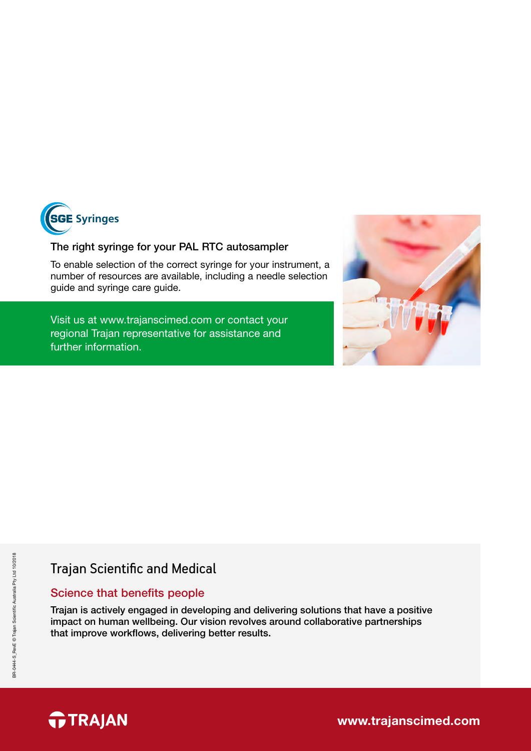SGE Syringes

## The right syringe for your PAL RTC autosampler

To enable selection of the correct syringe for your instrument, a number of resources are available, including a needle selection guide and syringe care guide.

Visit us at www.trajanscimed.com or contact your regional Trajan representative for assistance and further information.

BR-0444-S_RevE © Trajan Scientific Australia Pty Ltd 10/2018

# Trajan Scientific and Medical

## Science that benefits people

**Trajan is actively engaged in developing and delivering solutions that have a positive impact on human wellbeing. Our vision revolves around collaborative partnerships that improve workflows, delivering better results.**

TRAJAN

**www.trajanscimed.com**